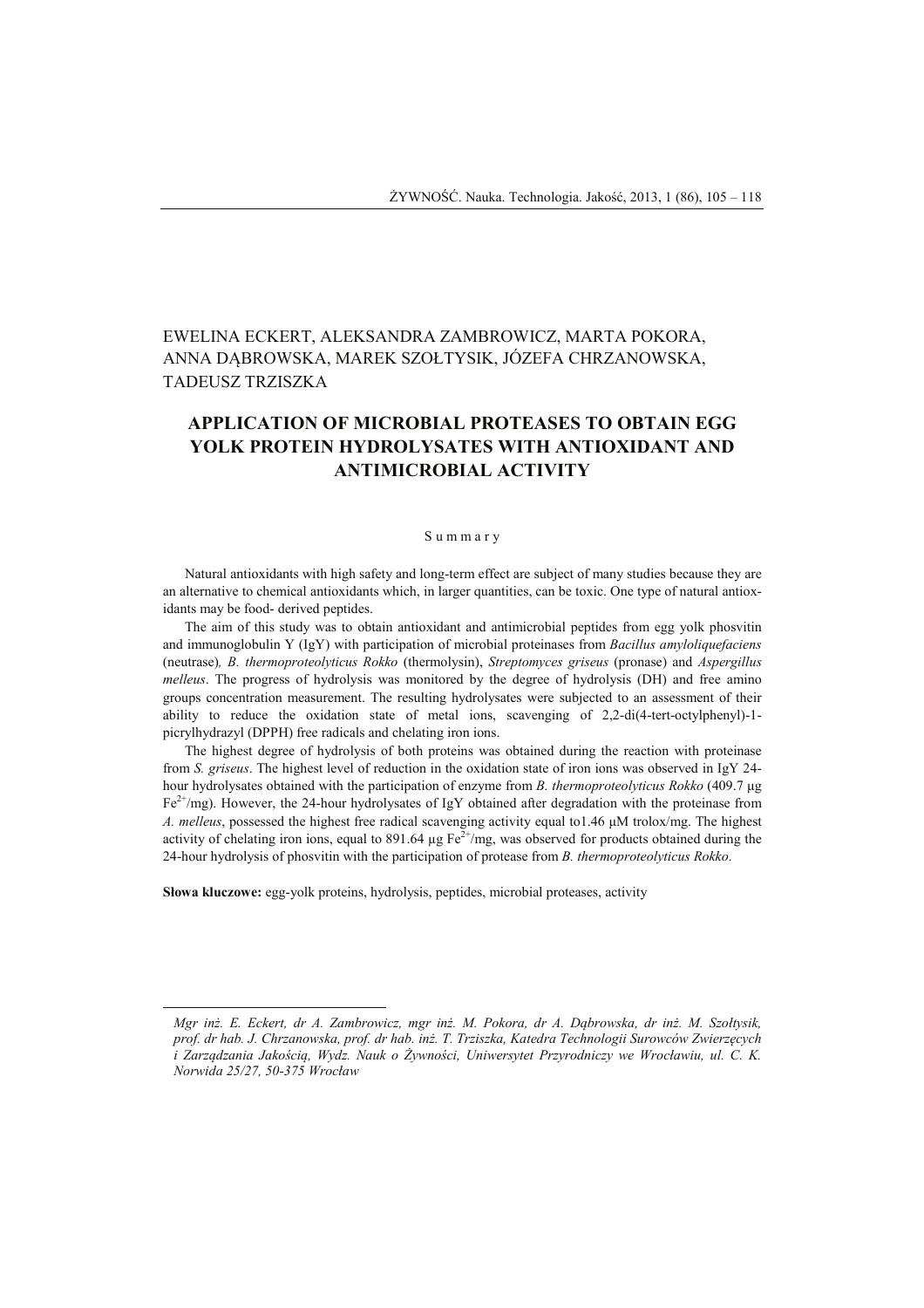EWELINA ECKERT, ALEKSANDRA ZAMBROWICZ, MARTA POKORA, ANNA DĄBROWSKA, MAREK SZOŁTYSIK, JÓZEFA CHRZANOWSKA, TADEUSZ TRZISZKA

# APPLICATION OF MICROBIAL PROTEASES TO OBTAIN EGG YOLK PROTEIN HYDROLYSATES WITH ANTIOXIDANT AND ANTIMICROBIAL ACTIVITY

## S u m m a r y

Natural antioxidants with high safety and long-term effect are subject of many studies because they are an alternative to chemical antioxidants which, in larger quantities, can be toxic. One type of natural antioxidants may be food- derived peptides.

The aim of this study was to obtain antioxidant and antimicrobial peptides from egg yolk phosvitin and immunoglobulin Y (IgY) with participation of microbial proteinases from *Bacillus amyloliquefaciens* (neutrase)*, B. thermoproteolyticus Rokko* (thermolysin), *Streptomyces griseus* (pronase) and *Aspergillus melleus*. The progress of hydrolysis was monitored by the degree of hydrolysis (DH) and free amino groups concentration measurement. The resulting hydrolysates were subjected to an assessment of their ability to reduce the oxidation state of metal ions, scavenging of 2,2-di(4-tert-octylphenyl)-1-picrylhydrazyl (DPPH) free radicals and chelating iron ions.

The highest degree of hydrolysis of both proteins was obtained during the reaction with proteinase from *S. griseus*. The highest level of reduction in the oxidation state of iron ions was observed in IgY 24-hour hydrolysates obtained with the participation of enzyme from *B. thermoproteolyticus Rokko* (409.7 µg $Fe^{2+}$/mg). However, the 24-hour hydrolysates of IgY obtained after degradation with the proteinase from *A. melleus*, possessed the highest free radical scavenging activity equal to1.46 µM trolox/mg. The highest activity of chelating iron ions, equal to 891.64 µg $Fe^{2+}$/mg, was observed for products obtained during the 24-hour hydrolysis of phosvitin with the participation of protease from *B. thermoproteolyticus Rokko*.

**Słowa kluczowe:** egg-yolk proteins, hydrolysis, peptides, microbial proteases, activity

---

*Mgr inż. E. Eckert, dr A. Zambrowicz, mgr inż. M. Pokora, dr A. Dąbrowska, dr inż. M. Szołtysik, prof. dr hab. J. Chrzanowska, prof. dr hab. inż. T. Trziszka, Katedra Technologii Surowców Zwierzęcych i Zarządzania Jakością, Wydz. Nauk o Żywności, Uniwersytet Przyrodniczy we Wrocławiu, ul. C. K. Norwida 25/27, 50-375 Wrocław*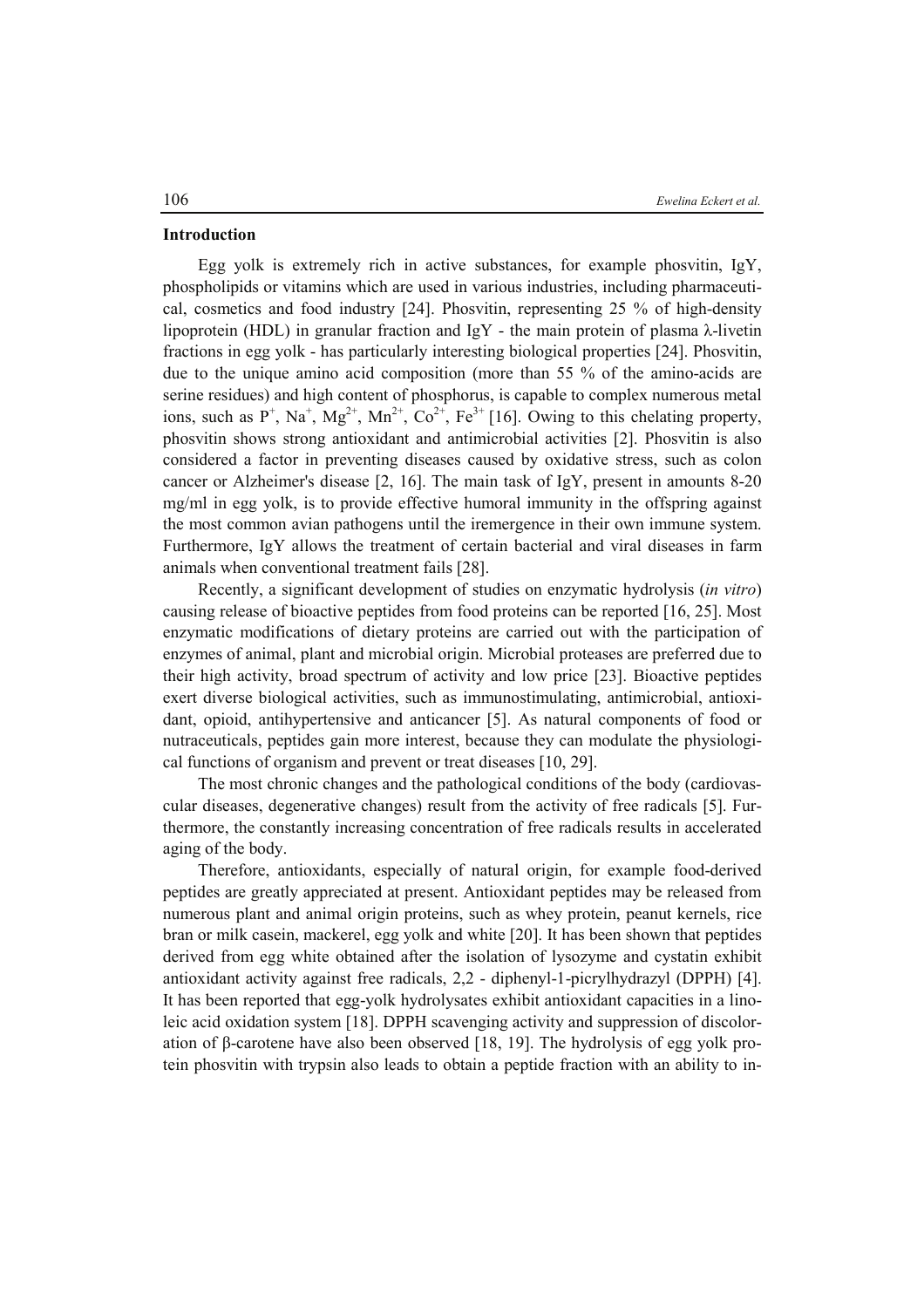## Introduction

Egg yolk is extremely rich in active substances, for example phosvitin, IgY, phospholipids or vitamins which are used in various industries, including pharmaceutical, cosmetics and food industry [24]. Phosvitin, representing 25 % of high-density lipoprotein (HDL) in granular fraction and IgY - the main protein of plasma λ-livetin fractions in egg yolk - has particularly interesting biological properties [24]. Phosvitin, due to the unique amino acid composition (more than 55 % of the amino-acids are serine residues) and high content of phosphorus, is capable to complex numerous metal ions, such as $P^{+}$, $Na^{+}$, $Mg^{2+}$, $Mn^{2+}$, $Co^{2+}$, $Fe^{3+}$ [16]. Owing to this chelating property, phosvitin shows strong antioxidant and antimicrobial activities [2]. Phosvitin is also considered a factor in preventing diseases caused by oxidative stress, such as colon cancer or Alzheimer's disease [2, 16]. The main task of IgY, present in amounts 8-20 mg/ml in egg yolk, is to provide effective humoral immunity in the offspring against the most common avian pathogens until the iremergence in their own immune system. Furthermore, IgY allows the treatment of certain bacterial and viral diseases in farm animals when conventional treatment fails [28].

Recently, a significant development of studies on enzymatic hydrolysis (*in vitro*) causing release of bioactive peptides from food proteins can be reported [16, 25]. Most enzymatic modifications of dietary proteins are carried out with the participation of enzymes of animal, plant and microbial origin. Microbial proteases are preferred due to their high activity, broad spectrum of activity and low price [23]. Bioactive peptides exert diverse biological activities, such as immunostimulating, antimicrobial, antioxidant, opioid, antihypertensive and anticancer [5]. As natural components of food or nutraceuticals, peptides gain more interest, because they can modulate the physiological functions of organism and prevent or treat diseases [10, 29].

The most chronic changes and the pathological conditions of the body (cardiovascular diseases, degenerative changes) result from the activity of free radicals [5]. Furthermore, the constantly increasing concentration of free radicals results in accelerated aging of the body.

Therefore, antioxidants, especially of natural origin, for example food-derived peptides are greatly appreciated at present. Antioxidant peptides may be released from numerous plant and animal origin proteins, such as whey protein, peanut kernels, rice bran or milk casein, mackerel, egg yolk and white [20]. It has been shown that peptides derived from egg white obtained after the isolation of lysozyme and cystatin exhibit antioxidant activity against free radicals, 2,2 - diphenyl-1-picrylhydrazyl (DPPH) [4]. It has been reported that egg-yolk hydrolysates exhibit antioxidant capacities in a linoleic acid oxidation system [18]. DPPH scavenging activity and suppression of discoloration of β-carotene have also been observed [18, 19]. The hydrolysis of egg yolk protein phosvitin with trypsin also leads to obtain a peptide fraction with an ability to in-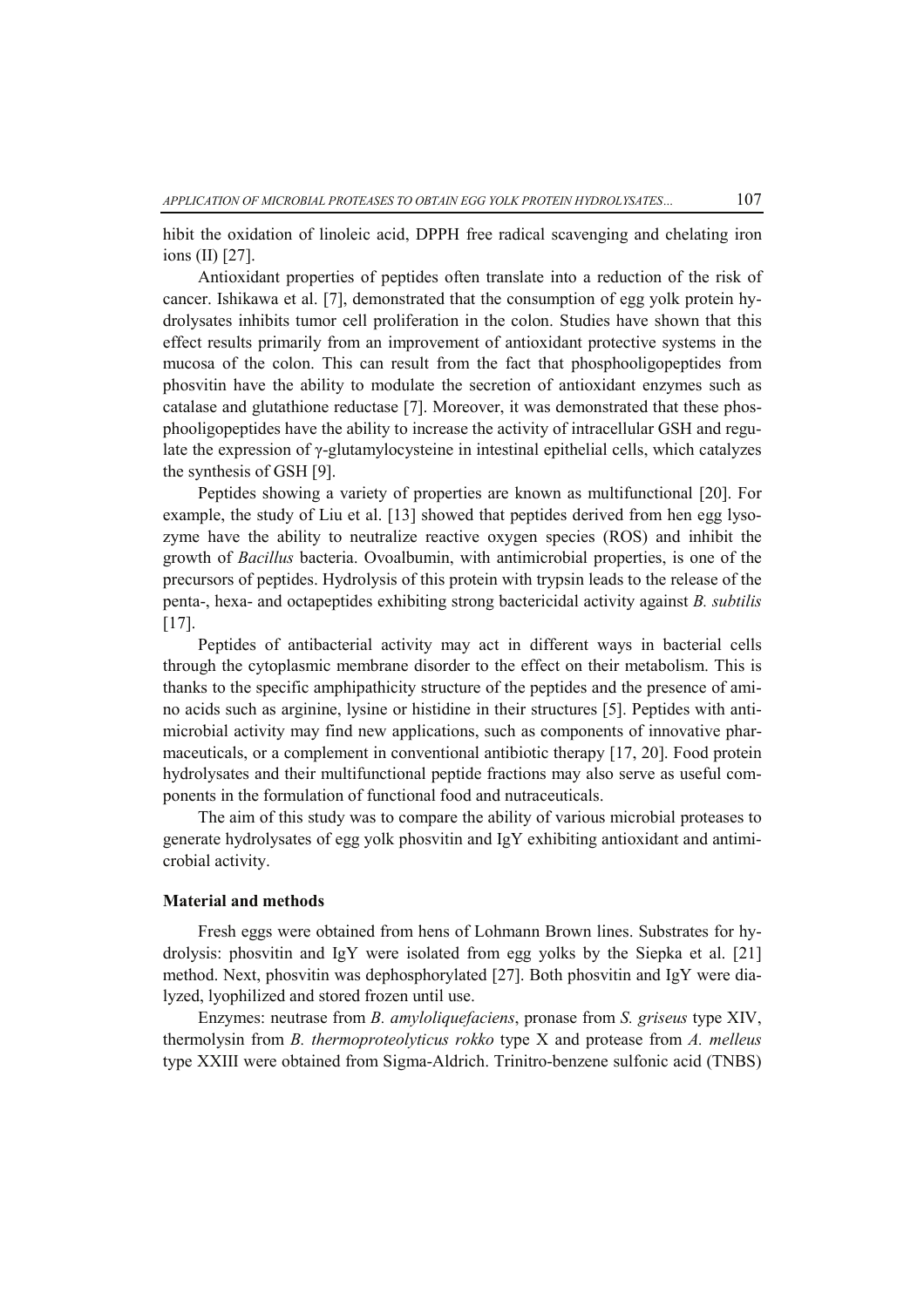hibit the oxidation of linoleic acid, DPPH free radical scavenging and chelating iron ions (II) [27].

Antioxidant properties of peptides often translate into a reduction of the risk of cancer. Ishikawa et al. [7], demonstrated that the consumption of egg yolk protein hydrolysates inhibits tumor cell proliferation in the colon. Studies have shown that this effect results primarily from an improvement of antioxidant protective systems in the mucosa of the colon. This can result from the fact that phosphooligopeptides from phosvitin have the ability to modulate the secretion of antioxidant enzymes such as catalase and glutathione reductase [7]. Moreover, it was demonstrated that these phosphooligopeptides have the ability to increase the activity of intracellular GSH and regulate the expression of γ-glutamylocysteine in intestinal epithelial cells, which catalyzes the synthesis of GSH [9].

Peptides showing a variety of properties are known as multifunctional [20]. For example, the study of Liu et al. [13] showed that peptides derived from hen egg lysozyme have the ability to neutralize reactive oxygen species (ROS) and inhibit the growth of *Bacillus* bacteria. Ovoalbumin, with antimicrobial properties, is one of the precursors of peptides. Hydrolysis of this protein with trypsin leads to the release of the penta-, hexa- and octapeptides exhibiting strong bactericidal activity against *B. subtilis* [17].

Peptides of antibacterial activity may act in different ways in bacterial cells through the cytoplasmic membrane disorder to the effect on their metabolism. This is thanks to the specific amphipathicity structure of the peptides and the presence of amino acids such as arginine, lysine or histidine in their structures [5]. Peptides with antimicrobial activity may find new applications, such as components of innovative pharmaceuticals, or a complement in conventional antibiotic therapy [17, 20]. Food protein hydrolysates and their multifunctional peptide fractions may also serve as useful components in the formulation of functional food and nutraceuticals.

The aim of this study was to compare the ability of various microbial proteases to generate hydrolysates of egg yolk phosvitin and IgY exhibiting antioxidant and antimicrobial activity.

**Material and methods**

Fresh eggs were obtained from hens of Lohmann Brown lines. Substrates for hydrolysis: phosvitin and IgY were isolated from egg yolks by the Siepka et al. [21] method. Next, phosvitin was dephosphorylated [27]. Both phosvitin and IgY were dialyzed, lyophilized and stored frozen until use.

Enzymes: neutrase from *B. amyloliquefaciens*, pronase from *S. griseus* type XIV, thermolysin from *B. thermoproteolyticus rokko* type X and protease from *A. melleus* type XXIII were obtained from Sigma-Aldrich. Trinitro-benzene sulfonic acid (TNBS)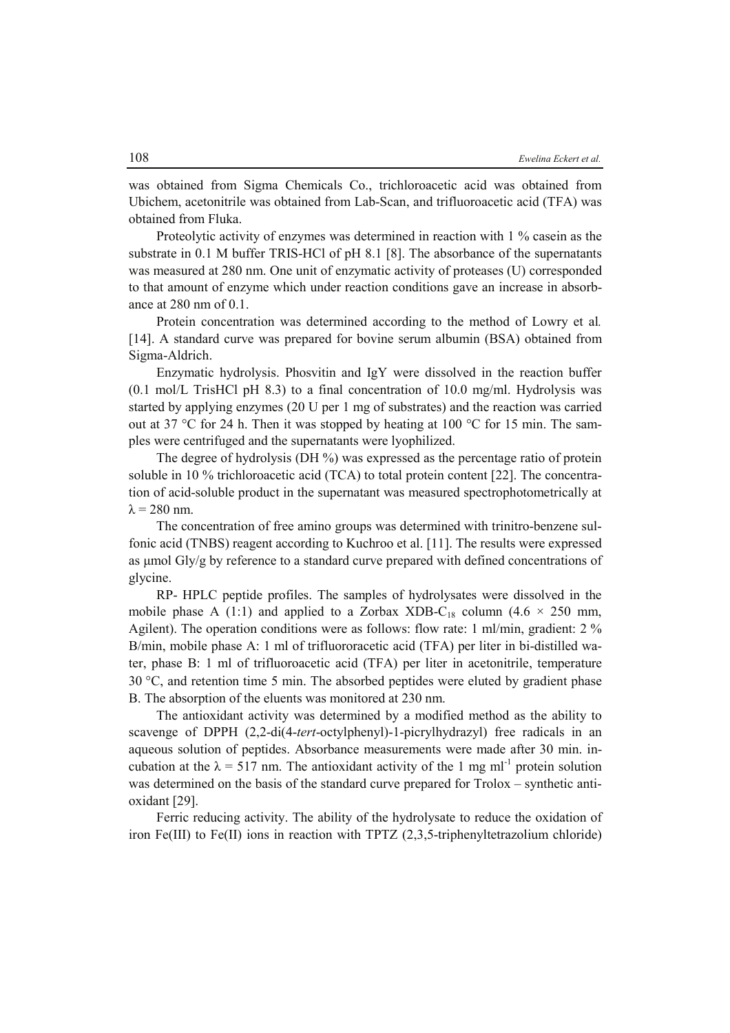was obtained from Sigma Chemicals Co., trichloroacetic acid was obtained from Ubichem, acetonitrile was obtained from Lab-Scan, and trifluoroacetic acid (TFA) was obtained from Fluka.

Proteolytic activity of enzymes was determined in reaction with 1 % casein as the substrate in 0.1 M buffer TRIS-HCl of pH 8.1 [8]. The absorbance of the supernatants was measured at 280 nm. One unit of enzymatic activity of proteases (U) corresponded to that amount of enzyme which under reaction conditions gave an increase in absorbance at 280 nm of 0.1.

Protein concentration was determined according to the method of Lowry et al*.* [14]. A standard curve was prepared for bovine serum albumin (BSA) obtained from Sigma-Aldrich.

Enzymatic hydrolysis. Phosvitin and IgY were dissolved in the reaction buffer (0.1 mol/L TrisHCl pH 8.3) to a final concentration of 10.0 mg/ml. Hydrolysis was started by applying enzymes (20 U per 1 mg of substrates) and the reaction was carried out at 37 °C for 24 h. Then it was stopped by heating at 100 °C for 15 min. The samples were centrifuged and the supernatants were lyophilized.

The degree of hydrolysis (DH %) was expressed as the percentage ratio of protein soluble in 10 % trichloroacetic acid (TCA) to total protein content [22]. The concentration of acid-soluble product in the supernatant was measured spectrophotometrically at $\lambda = 280$ nm.

The concentration of free amino groups was determined with trinitro-benzene sulfonic acid (TNBS) reagent according to Kuchroo et al. [11]. The results were expressed as μmol Gly/g by reference to a standard curve prepared with defined concentrations of glycine.

RP- HPLC peptide profiles. The samples of hydrolysates were dissolved in the mobile phase A (1:1) and applied to a Zorbax XDB-$C_{18}$ column ($4.6 \times 250$ mm, Agilent). The operation conditions were as follows: flow rate: 1 ml/min, gradient: 2 % B/min, mobile phase A: 1 ml of trifluororacetic acid (TFA) per liter in bi-distilled water, phase B: 1 ml of trifluoroacetic acid (TFA) per liter in acetonitrile, temperature 30 °C, and retention time 5 min. The absorbed peptides were eluted by gradient phase B. The absorption of the eluents was monitored at 230 nm.

The antioxidant activity was determined by a modified method as the ability to scavenge of DPPH (2,2-di(4-*tert*-octylphenyl)-1-picrylhydrazyl) free radicals in an aqueous solution of peptides. Absorbance measurements were made after 30 min. incubation at the $\lambda = 517$ nm. The antioxidant activity of the 1 mg $ml^{-1}$ protein solution was determined on the basis of the standard curve prepared for Trolox – synthetic antioxidant [29].

Ferric reducing activity. The ability of the hydrolysate to reduce the oxidation of iron Fe(III) to Fe(II) ions in reaction with TPTZ (2,3,5-triphenyltetrazolium chloride)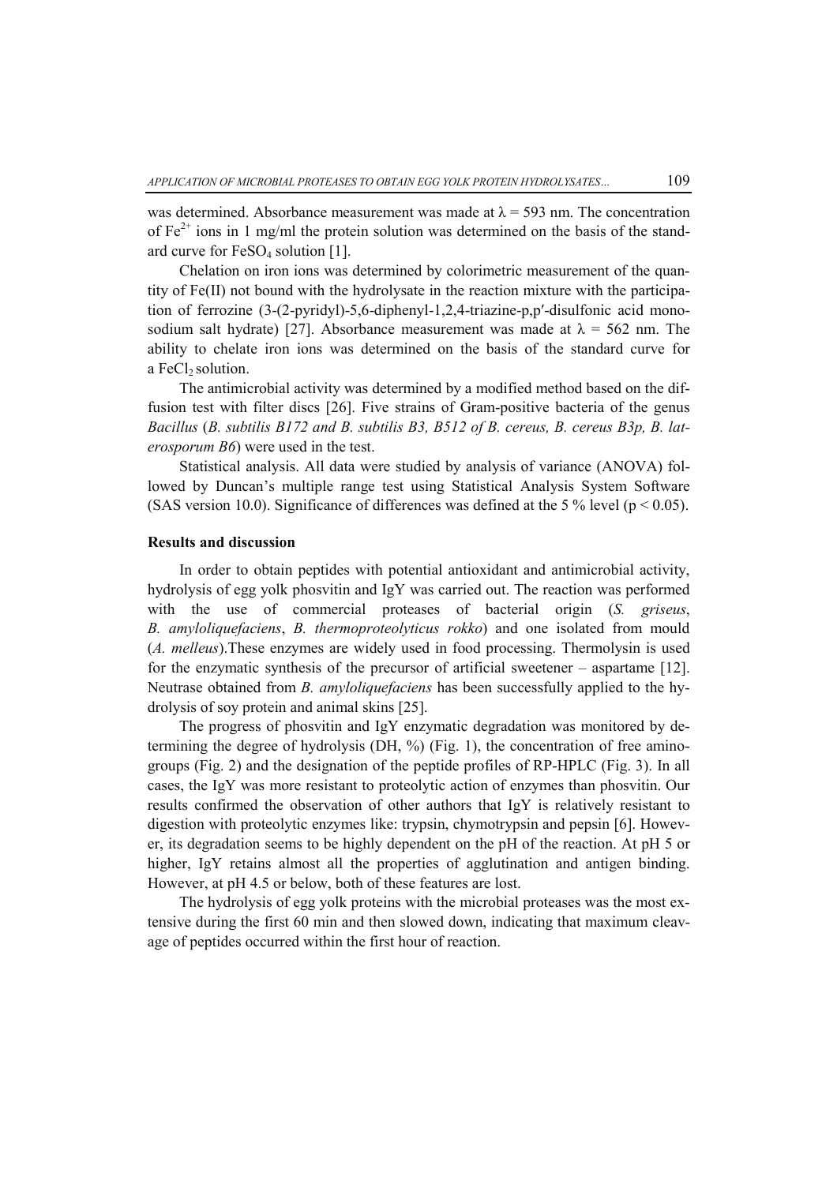was determined. Absorbance measurement was made at $\lambda = 593$ nm. The concentration of $Fe^{2+}$ ions in 1 mg/ml the protein solution was determined on the basis of the standard curve for $FeSO_4$ solution [1].

Chelation on iron ions was determined by colorimetric measurement of the quantity of Fe(II) not bound with the hydrolysate in the reaction mixture with the participation of ferrozine (3-(2-pyridyl)-5,6-diphenyl-1,2,4-triazine-p,p′-disulfonic acid monosodium salt hydrate) [27]. Absorbance measurement was made at $\lambda = 562$ nm. The ability to chelate iron ions was determined on the basis of the standard curve for a $FeCl_2$ solution.

The antimicrobial activity was determined by a modified method based on the diffusion test with filter discs [26]. Five strains of Gram-positive bacteria of the genus *Bacillus* (*B. subtilis B172 and B. subtilis B3, B512 of B. cereus, B. cereus B3p, B. laterosporum B6*) were used in the test.

Statistical analysis. All data were studied by analysis of variance (ANOVA) followed by Duncan's multiple range test using Statistical Analysis System Software (SAS version 10.0). Significance of differences was defined at the 5 % level ($p < 0.05$).

## Results and discussion

In order to obtain peptides with potential antioxidant and antimicrobial activity, hydrolysis of egg yolk phosvitin and IgY was carried out. The reaction was performed with the use of commercial proteases of bacterial origin (*S. griseus*, *B. amyloliquefaciens*, *B. thermoproteolyticus rokko*) and one isolated from mould (*A. melleus*).These enzymes are widely used in food processing. Thermolysin is used for the enzymatic synthesis of the precursor of artificial sweetener – aspartame [12]. Neutrase obtained from *B. amyloliquefaciens* has been successfully applied to the hydrolysis of soy protein and animal skins [25].

The progress of phosvitin and IgY enzymatic degradation was monitored by determining the degree of hydrolysis (DH, %) (Fig. 1), the concentration of free amino-groups (Fig. 2) and the designation of the peptide profiles of RP-HPLC (Fig. 3). In all cases, the IgY was more resistant to proteolytic action of enzymes than phosvitin. Our results confirmed the observation of other authors that IgY is relatively resistant to digestion with proteolytic enzymes like: trypsin, chymotrypsin and pepsin [6]. However, its degradation seems to be highly dependent on the pH of the reaction. At pH 5 or higher, IgY retains almost all the properties of agglutination and antigen binding. However, at pH 4.5 or below, both of these features are lost.

The hydrolysis of egg yolk proteins with the microbial proteases was the most extensive during the first 60 min and then slowed down, indicating that maximum cleavage of peptides occurred within the first hour of reaction.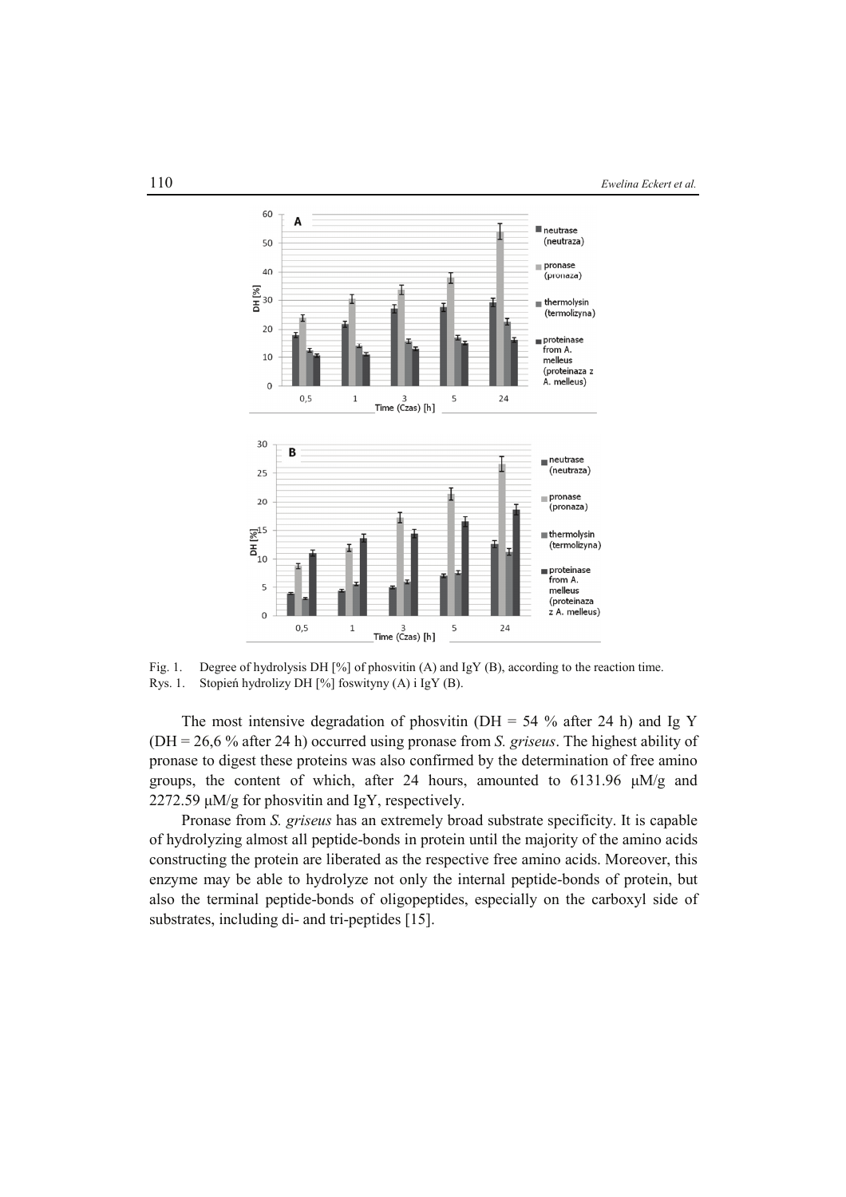Fig. 1. Degree of hydrolysis DH [%] of phosvitin (A) and IgY (B), according to the reaction time.
Rys. 1. Stopień hydrolizy DH [%] foswityny (A) i IgY (B).

The most intensive degradation of phosvitin (DH = 54 % after 24 h) and Ig Y (DH = 26,6 % after 24 h) occurred using pronase from *S. griseus*. The highest ability of pronase to digest these proteins was also confirmed by the determination of free amino groups, the content of which, after 24 hours, amounted to 6131.96 μM/g and 2272.59 μM/g for phosvitin and IgY, respectively.

Pronase from *S. griseus* has an extremely broad substrate specificity. It is capable of hydrolyzing almost all peptide-bonds in protein until the majority of the amino acids constructing the protein are liberated as the respective free amino acids. Moreover, this enzyme may be able to hydrolyze not only the internal peptide-bonds of protein, but also the terminal peptide-bonds of oligopeptides, especially on the carboxyl side of substrates, including di- and tri-peptides [15].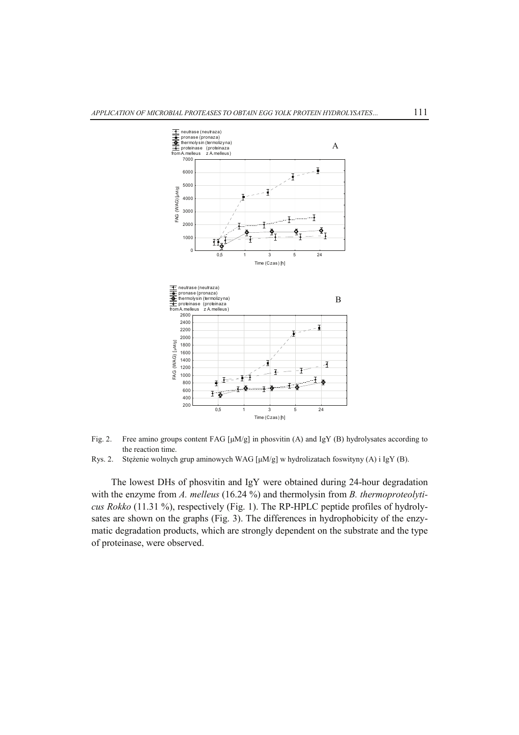Fig. 2. Free amino groups content FAG [μM/g] in phosvitin (A) and IgY (B) hydrolysates according to the reaction time.

Rys. 2. Stężenie wolnych grup aminowych WAG [μM/g] w hydrolizatach foswityny (A) i IgY (B).

The lowest DHs of phosvitin and IgY were obtained during 24-hour degradation with the enzyme from *A. melleus* (16.24 %) and thermolysin from *B. thermoproteolyticus Rokko* (11.31 %), respectively (Fig. 1). The RP-HPLC peptide profiles of hydrolysates are shown on the graphs (Fig. 3). The differences in hydrophobicity of the enzymatic degradation products, which are strongly dependent on the substrate and the type of proteinase, were observed.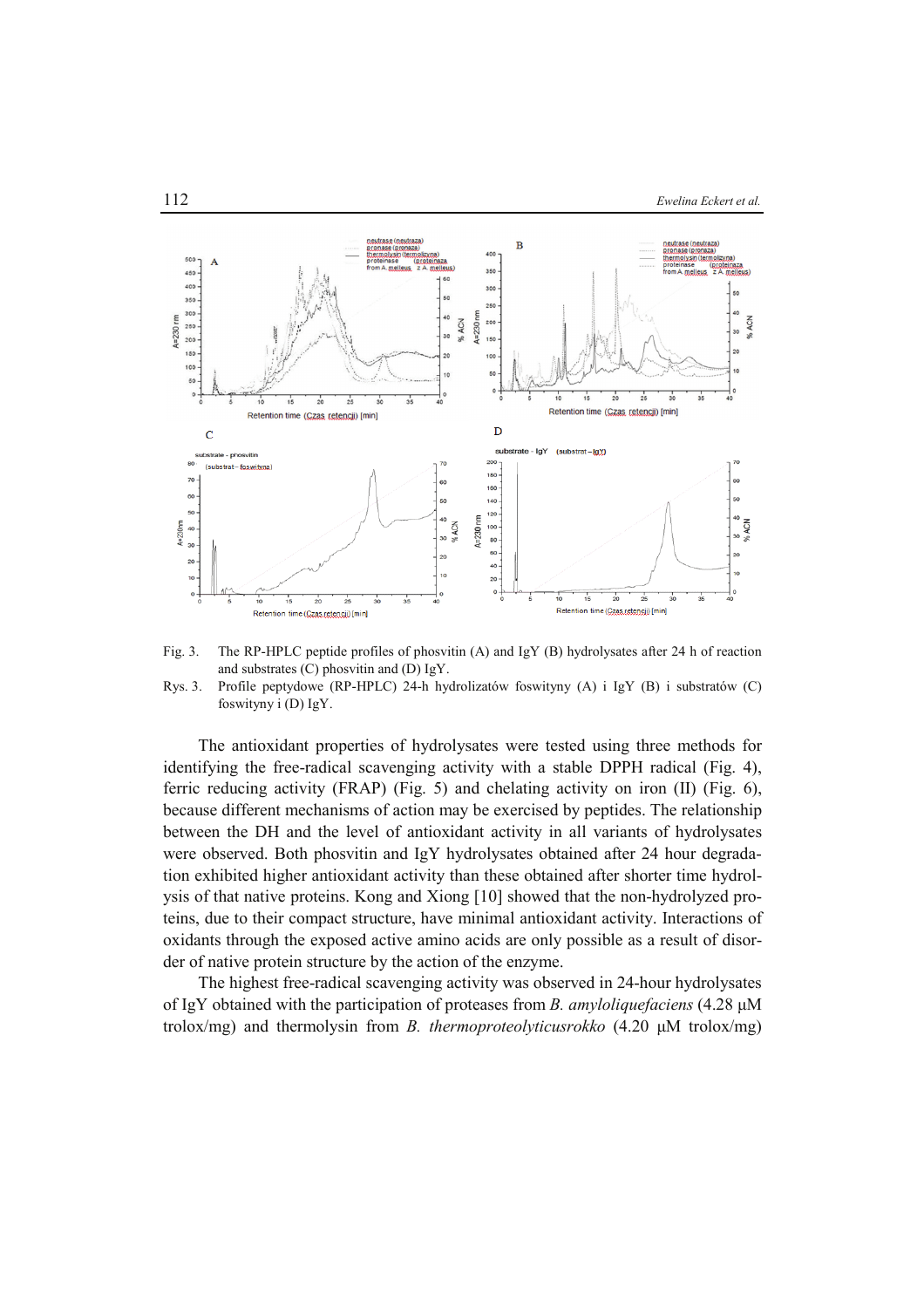Fig. 3. The RP-HPLC peptide profiles of phosvitin (A) and IgY (B) hydrolysates after 24 h of reaction and substrates (C) phosvitin and (D) IgY.

Rys. 3. Profile peptydowe (RP-HPLC) 24-h hydrolizatów foswityny (A) i IgY (B) i substratów (C) foswityny i (D) IgY.

The antioxidant properties of hydrolysates were tested using three methods for identifying the free-radical scavenging activity with a stable DPPH radical (Fig. 4), ferric reducing activity (FRAP) (Fig. 5) and chelating activity on iron (II) (Fig. 6), because different mechanisms of action may be exercised by peptides. The relationship between the DH and the level of antioxidant activity in all variants of hydrolysates were observed. Both phosvitin and IgY hydrolysates obtained after 24 hour degradation exhibited higher antioxidant activity than these obtained after shorter time hydrolysis of that native proteins. Kong and Xiong [10] showed that the non-hydrolyzed proteins, due to their compact structure, have minimal antioxidant activity. Interactions of oxidants through the exposed active amino acids are only possible as a result of disorder of native protein structure by the action of the enzyme.

The highest free-radical scavenging activity was observed in 24-hour hydrolysates of IgY obtained with the participation of proteases from *B. amyloliquefaciens* (4.28 μM trolox/mg) and thermolysin from *B. thermoproteolyticusrokko* (4.20 μM trolox/mg)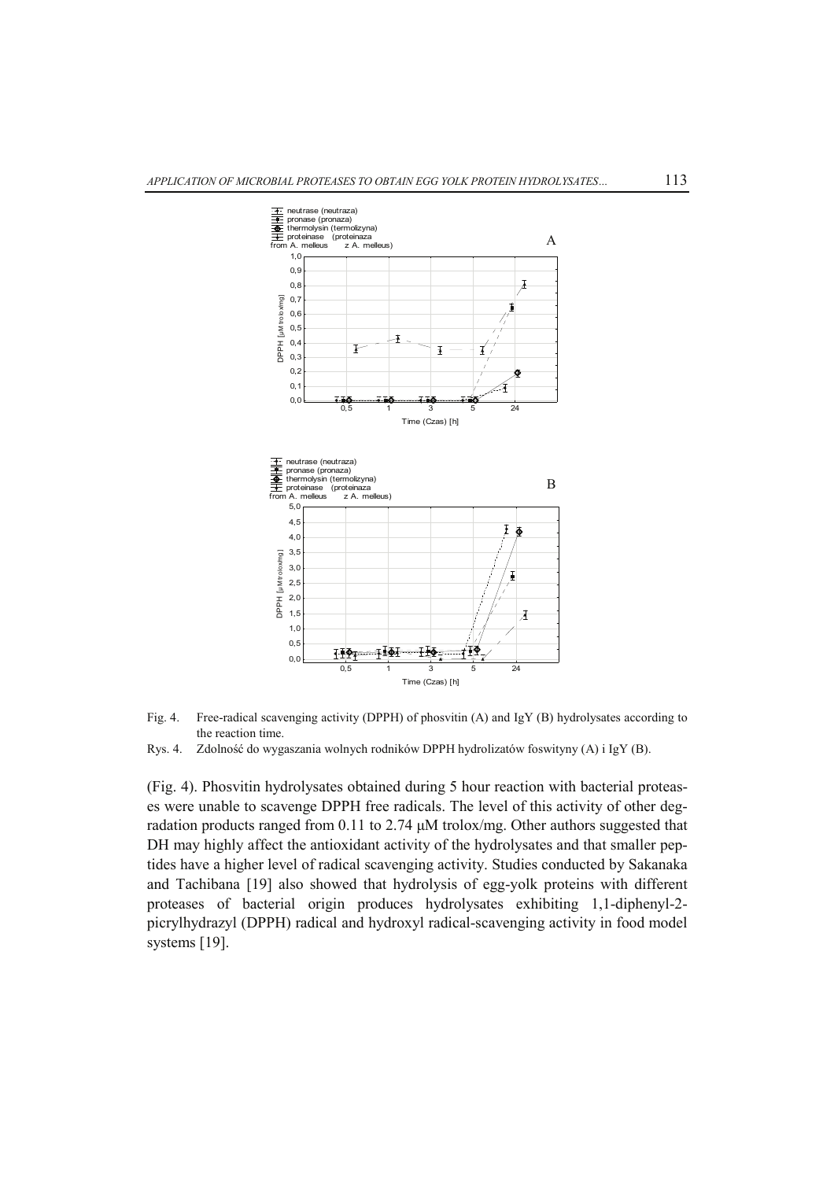Fig. 4. Free-radical scavenging activity (DPPH) of phosvitin (A) and IgY (B) hydrolysates according to the reaction time.

Rys. 4. Zdolność do wygaszania wolnych rodników DPPH hydrolizatów foswityny (A) i IgY (B).

(Fig. 4). Phosvitin hydrolysates obtained during 5 hour reaction with bacterial proteases were unable to scavenge DPPH free radicals. The level of this activity of other degradation products ranged from 0.11 to 2.74 μM trolox/mg. Other authors suggested that DH may highly affect the antioxidant activity of the hydrolysates and that smaller peptides have a higher level of radical scavenging activity. Studies conducted by Sakanaka and Tachibana [19] also showed that hydrolysis of egg-yolk proteins with different proteases of bacterial origin produces hydrolysates exhibiting 1,1-diphenyl-2-picrylhydrazyl (DPPH) radical and hydroxyl radical-scavenging activity in food model systems [19].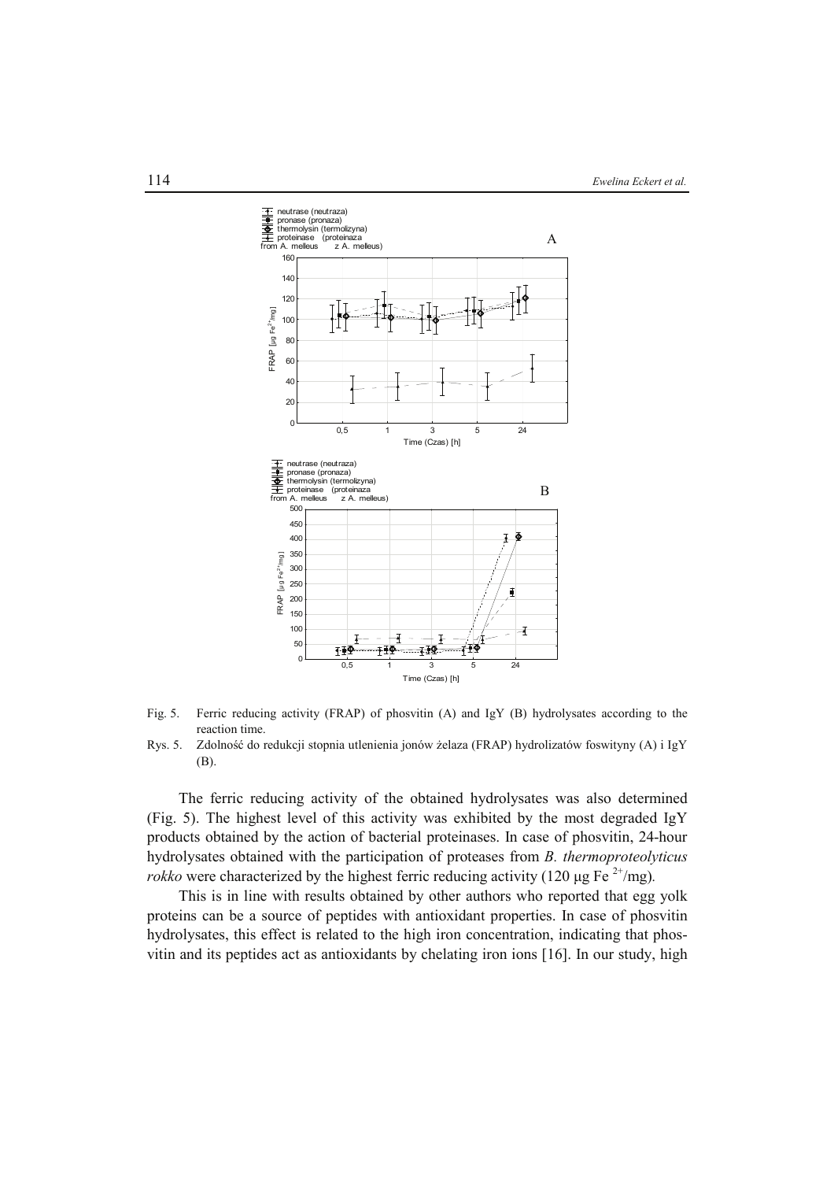Fig. 5. Ferric reducing activity (FRAP) of phosvitin (A) and IgY (B) hydrolysates according to the reaction time.

Rys. 5. Zdolność do redukcji stopnia utlenienia jonów żelaza (FRAP) hydrolizatów foswityny (A) i IgY (B).

The ferric reducing activity of the obtained hydrolysates was also determined (Fig. 5). The highest level of this activity was exhibited by the most degraded IgY products obtained by the action of bacterial proteinases. In case of phosvitin, 24-hour hydrolysates obtained with the participation of proteases from *B. thermoproteolyticus rokko* were characterized by the highest ferric reducing activity (120 μg $Fe^{2+}$/mg).

This is in line with results obtained by other authors who reported that egg yolk proteins can be a source of peptides with antioxidant properties. In case of phosvitin hydrolysates, this effect is related to the high iron concentration, indicating that phosvitin and its peptides act as antioxidants by chelating iron ions [16]. In our study, high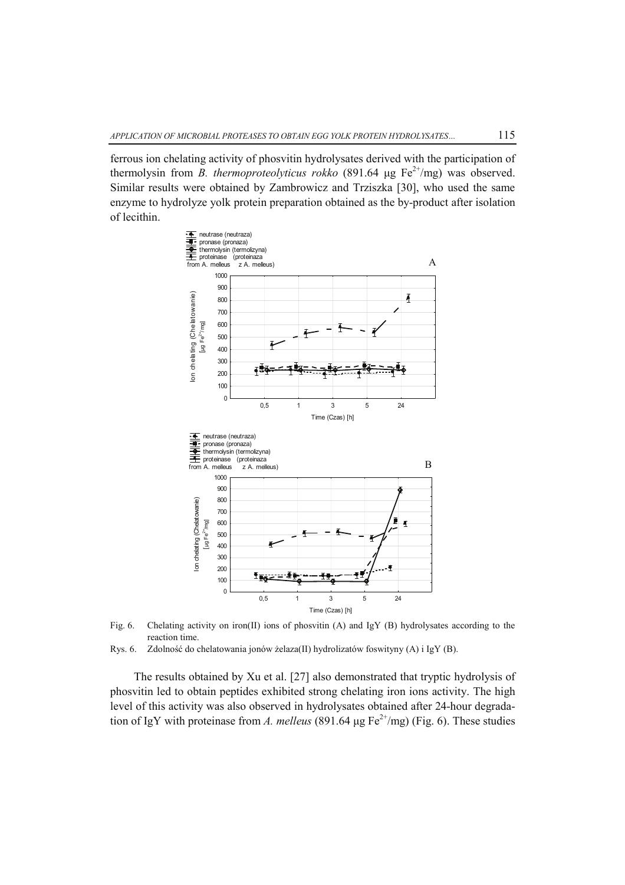ferrous ion chelating activity of phosvitin hydrolysates derived with the participation of thermolysin from *B. thermoproteolyticus rokko* (891.64 µg $Fe^{2+}$/mg) was observed. Similar results were obtained by Zambrowicz and Trziszka [30], who used the same enzyme to hydrolyze yolk protein preparation obtained as the by-product after isolation of lecithin.

Fig. 6. Chelating activity on iron(II) ions of phosvitin (A) and IgY (B) hydrolysates according to the reaction time.

Rys. 6. Zdolność do chelatowania jonów żelaza(II) hydrolizatów foswityny (A) i IgY (B).

The results obtained by Xu et al. [27] also demonstrated that tryptic hydrolysis of phosvitin led to obtain peptides exhibited strong chelating iron ions activity. The high level of this activity was also observed in hydrolysates obtained after 24-hour degradation of IgY with proteinase from *A. melleus* (891.64 µg $Fe^{2+}$/mg) (Fig. 6). These studies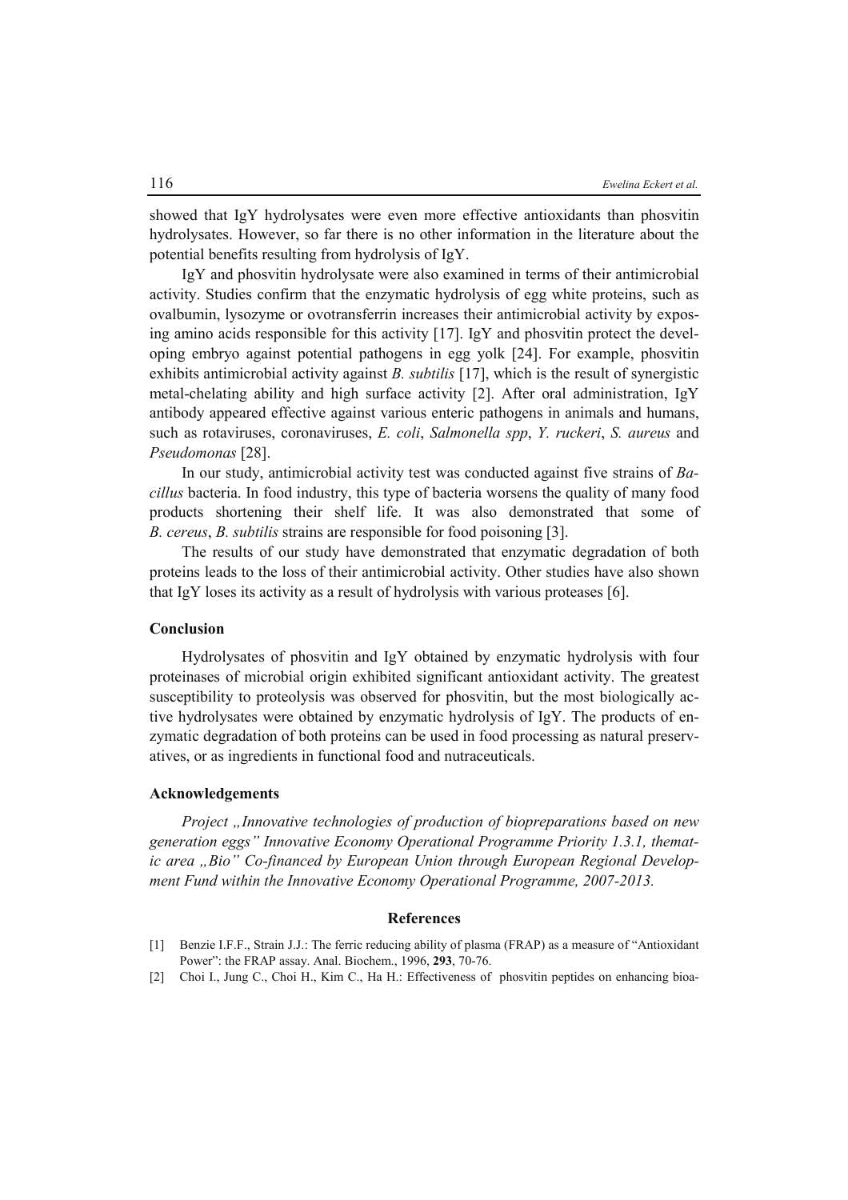showed that IgY hydrolysates were even more effective antioxidants than phosvitin hydrolysates. However, so far there is no other information in the literature about the potential benefits resulting from hydrolysis of IgY.

IgY and phosvitin hydrolysate were also examined in terms of their antimicrobial activity. Studies confirm that the enzymatic hydrolysis of egg white proteins, such as ovalbumin, lysozyme or ovotransferrin increases their antimicrobial activity by exposing amino acids responsible for this activity [17]. IgY and phosvitin protect the developing embryo against potential pathogens in egg yolk [24]. For example, phosvitin exhibits antimicrobial activity against *B. subtilis* [17], which is the result of synergistic metal-chelating ability and high surface activity [2]. After oral administration, IgY antibody appeared effective against various enteric pathogens in animals and humans, such as rotaviruses, coronaviruses, *E. coli*, *Salmonella spp*, *Y. ruckeri*, *S. aureus* and *Pseudomonas* [28].

In our study, antimicrobial activity test was conducted against five strains of *Bacillus* bacteria. In food industry, this type of bacteria worsens the quality of many food products shortening their shelf life. It was also demonstrated that some of *B. cereus*, *B. subtilis* strains are responsible for food poisoning [3].

The results of our study have demonstrated that enzymatic degradation of both proteins leads to the loss of their antimicrobial activity. Other studies have also shown that IgY loses its activity as a result of hydrolysis with various proteases [6].

## Conclusion

Hydrolysates of phosvitin and IgY obtained by enzymatic hydrolysis with four proteinases of microbial origin exhibited significant antioxidant activity. The greatest susceptibility to proteolysis was observed for phosvitin, but the most biologically active hydrolysates were obtained by enzymatic hydrolysis of IgY. The products of enzymatic degradation of both proteins can be used in food processing as natural preservatives, or as ingredients in functional food and nutraceuticals.

## Acknowledgements

*Project „Innovative technologies of production of biopreparations based on new generation eggs" Innovative Economy Operational Programme Priority 1.3.1, thematic area „Bio" Co-financed by European Union through European Regional Development Fund within the Innovative Economy Operational Programme, 2007-2013.*

## References

[1] Benzie I.F.F., Strain J.J.: The ferric reducing ability of plasma (FRAP) as a measure of "Antioxidant Power": the FRAP assay. Anal. Biochem., 1996, **293**, 70-76.

[2] Choi I., Jung C., Choi H., Kim C., Ha H.: Effectiveness of phosvitin peptides on enhancing bioa-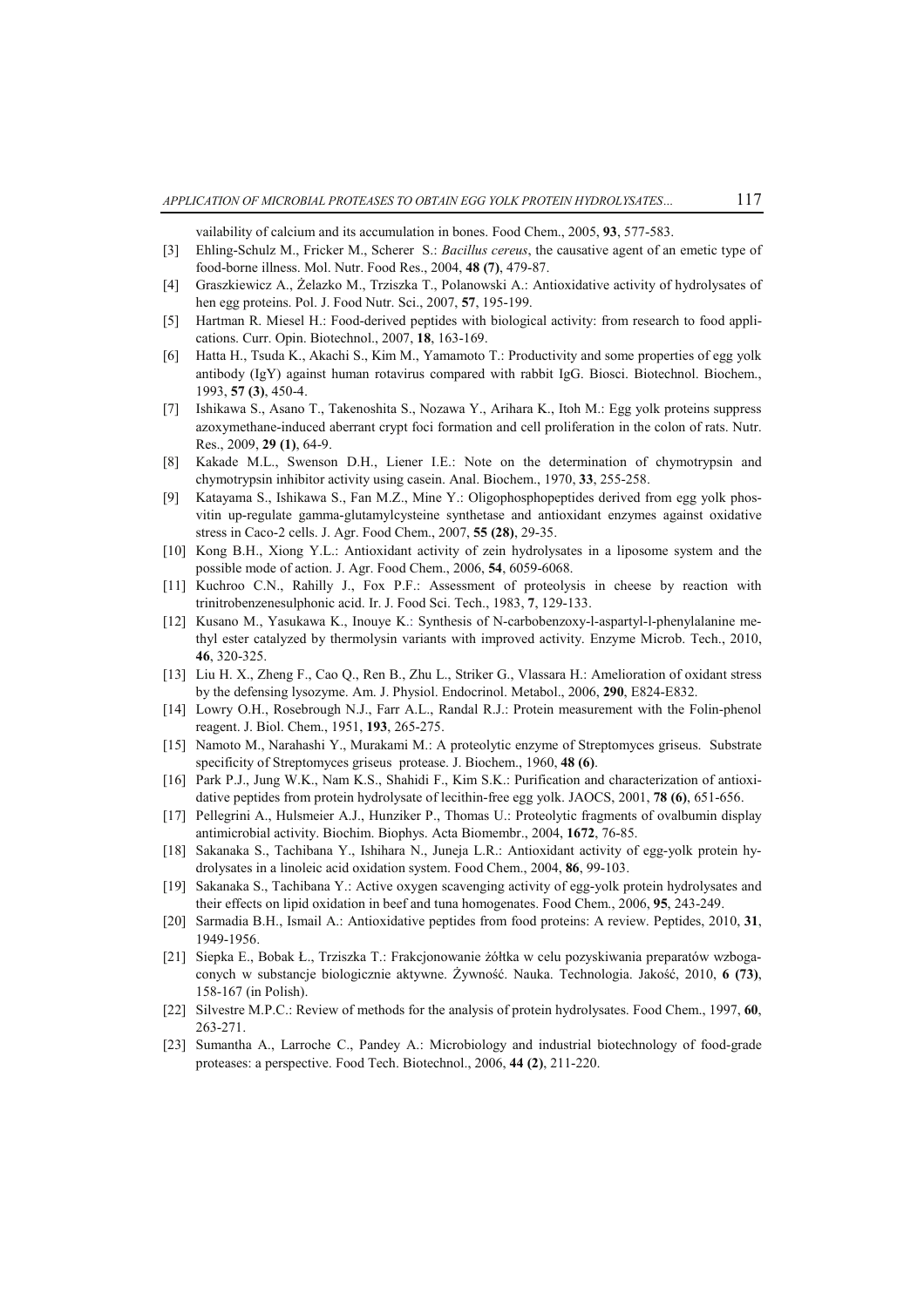vailability of calcium and its accumulation in bones. Food Chem., 2005, **93**, 577-583.

[3] Ehling-Schulz M., Fricker M., Scherer S.: *Bacillus cereus*, the causative agent of an emetic type of food-borne illness. Mol. Nutr. Food Res., 2004, **48 (7)**, 479-87.

[4] Graszkiewicz A., Żelazko M., Trziszka T., Polanowski A.: Antioxidative activity of hydrolysates of hen egg proteins. Pol. J. Food Nutr. Sci., 2007, **57**, 195-199.

[5] Hartman R. Miesel H.: Food-derived peptides with biological activity: from research to food applications. Curr. Opin. Biotechnol., 2007, **18**, 163-169.

[6] Hatta H., Tsuda K., Akachi S., Kim M., Yamamoto T.: Productivity and some properties of egg yolk antibody (IgY) against human rotavirus compared with rabbit IgG. Biosci. Biotechnol. Biochem., 1993, **57 (3)**, 450-4.

[7] Ishikawa S., Asano T., Takenoshita S., Nozawa Y., Arihara K., Itoh M.: Egg yolk proteins suppress azoxymethane-induced aberrant crypt foci formation and cell proliferation in the colon of rats. Nutr. Res., 2009, **29 (1)**, 64-9.

[8] Kakade M.L., Swenson D.H., Liener I.E.: Note on the determination of chymotrypsin and chymotrypsin inhibitor activity using casein. Anal. Biochem., 1970, **33**, 255-258.

[9] Katayama S., Ishikawa S., Fan M.Z., Mine Y.: Oligophosphopeptides derived from egg yolk phosvitin up-regulate gamma-glutamylcysteine synthetase and antioxidant enzymes against oxidative stress in Caco-2 cells. J. Agr. Food Chem., 2007, **55 (28)**, 29-35.

[10] Kong B.H., Xiong Y.L.: Antioxidant activity of zein hydrolysates in a liposome system and the possible mode of action. J. Agr. Food Chem., 2006, **54**, 6059-6068.

[11] Kuchroo C.N., Rahilly J., Fox P.F.: Assessment of proteolysis in cheese by reaction with trinitrobenzenesulphonic acid. Ir. J. Food Sci. Tech., 1983, **7**, 129-133.

[12] Kusano M., Yasukawa K., Inouye K.: Synthesis of N-carbobenzoxy-l-aspartyl-l-phenylalanine methyl ester catalyzed by thermolysin variants with improved activity. Enzyme Microb. Tech., 2010, **46**, 320-325.

[13] Liu H. X., Zheng F., Cao Q., Ren B., Zhu L., Striker G., Vlassara H.: Amelioration of oxidant stress by the defensing lysozyme. Am. J. Physiol. Endocrinol. Metabol., 2006, **290**, E824-E832.

[14] Lowry O.H., Rosebrough N.J., Farr A.L., Randal R.J.: Protein measurement with the Folin-phenol reagent. J. Biol. Chem., 1951, **193**, 265-275.

[15] Namoto M., Narahashi Y., Murakami M.: A proteolytic enzyme of Streptomyces griseus. Substrate specificity of Streptomyces griseus protease. J. Biochem., 1960, **48 (6)**.

[16] Park P.J., Jung W.K., Nam K.S., Shahidi F., Kim S.K.: Purification and characterization of antioxidative peptides from protein hydrolysate of lecithin-free egg yolk. JAOCS, 2001, **78 (6)**, 651-656.

[17] Pellegrini A., Hulsmeier A.J., Hunziker P., Thomas U.: Proteolytic fragments of ovalbumin display antimicrobial activity. Biochim. Biophys. Acta Biomembr., 2004, **1672**, 76-85.

[18] Sakanaka S., Tachibana Y., Ishihara N., Juneja L.R.: Antioxidant activity of egg-yolk protein hydrolysates in a linoleic acid oxidation system. Food Chem., 2004, **86**, 99-103.

[19] Sakanaka S., Tachibana Y.: Active oxygen scavenging activity of egg-yolk protein hydrolysates and their effects on lipid oxidation in beef and tuna homogenates. Food Chem., 2006, **95**, 243-249.

[20] Sarmadia B.H., Ismail A.: Antioxidative peptides from food proteins: A review. Peptides, 2010, **31**, 1949-1956.

[21] Siepka E., Bobak Ł., Trziszka T.: Frakcjonowanie żółtka w celu pozyskiwania preparatów wzbogaconych w substancje biologicznie aktywne. Żywność. Nauka. Technologia. Jakość, 2010, **6 (73)**, 158-167 (in Polish).

[22] Silvestre M.P.C.: Review of methods for the analysis of protein hydrolysates. Food Chem., 1997, **60**, 263-271.

[23] Sumantha A., Larroche C., Pandey A.: Microbiology and industrial biotechnology of food-grade proteases: a perspective. Food Tech. Biotechnol., 2006, **44 (2)**, 211-220.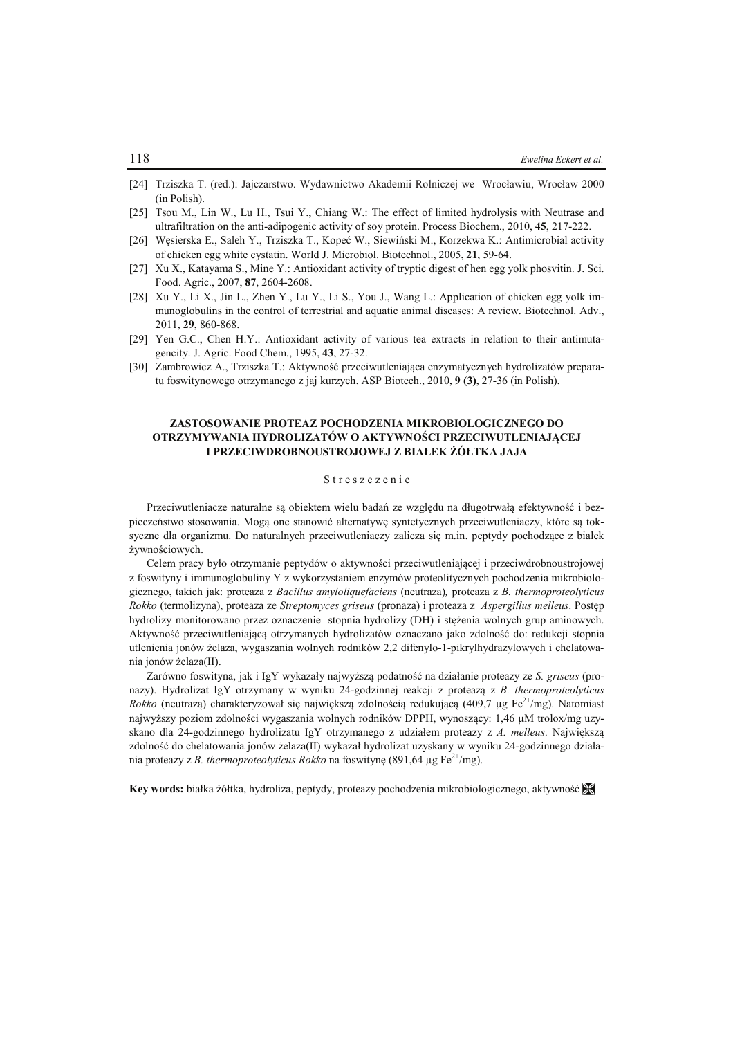[24] Trziszka T. (red.): Jajczarstwo. Wydawnictwo Akademii Rolniczej we Wrocławiu, Wrocław 2000 (in Polish).

[25] Tsou M., Lin W., Lu H., Tsui Y., Chiang W.: The effect of limited hydrolysis with Neutrase and ultrafiltration on the anti-adipogenic activity of soy protein. Process Biochem., 2010, **45**, 217-222.

[26] Węsierska E., Saleh Y., Trziszka T., Kopeć W., Siewiński M., Korzekwa K.: Antimicrobial activity of chicken egg white cystatin. World J. Microbiol. Biotechnol., 2005, **21**, 59-64.

[27] Xu X., Katayama S., Mine Y.: Antioxidant activity of tryptic digest of hen egg yolk phosvitin. J. Sci. Food. Agric., 2007, **87**, 2604-2608.

[28] Xu Y., Li X., Jin L., Zhen Y., Lu Y., Li S., You J., Wang L.: Application of chicken egg yolk immunoglobulins in the control of terrestrial and aquatic animal diseases: A review. Biotechnol. Adv., 2011, **29**, 860-868.

[29] Yen G.C., Chen H.Y.: Antioxidant activity of various tea extracts in relation to their antimutagencity. J. Agric. Food Chem., 1995, **43**, 27-32.

[30] Zambrowicz A., Trziszka T.: Aktywność przeciwutleniająca enzymatycznych hydrolizatów preparatu foswitynowego otrzymanego z jaj kurzych. ASP Biotech., 2010, **9 (3)**, 27-36 (in Polish).

## ZASTOSOWANIE PROTEAZ POCHODZENIA MIKROBIOLOGICZNEGO DO OTRZYMYWANIA HYDROLIZATÓW O AKTYWNOŚCI PRZECIWUTLENIAJĄCEJ I PRZECIWDROBNOUSTROJOWEJ Z BIAŁEK ŻÓŁTKA JAJA

### Streszczenie

Przeciwutleniacze naturalne są obiektem wielu badań ze względu na długotrwałą efektywność i bezpieczeństwo stosowania. Mogą one stanowić alternatywę syntetycznych przeciwutleniaczy, które są toksyczne dla organizmu. Do naturalnych przeciwutleniaczy zalicza się m.in. peptydy pochodzące z białek żywnościowych.

Celem pracy było otrzymanie peptydów o aktywności przeciwutleniającej i przeciwdrobnoustrojowej z foswityny i immunoglobuliny Y z wykorzystaniem enzymów proteolitycznych pochodzenia mikrobiologicznego, takich jak: proteaza z *Bacillus amyloliquefaciens* (neutraza), proteaza z *B. thermoproteolyticus Rokko* (termolizyna), proteaza ze *Streptomyces griseus* (pronaza) i proteaza z *Aspergillus melleus*. Postęp hydrolizy monitorowano przez oznaczenie stopnia hydrolizy (DH) i stężenia wolnych grup aminowych. Aktywność przeciwutleniającą otrzymanych hydrolizatów oznaczano jako zdolność do: redukcji stopnia utlenienia jonów żelaza, wygaszania wolnych rodników 2,2 difenylo-1-pikrylhydrazylowych i chelatowania jonów żelaza(II).

Zarówno foswityna, jak i IgY wykazały najwyższą podatność na działanie proteazy ze *S. griseus* (pronazy). Hydrolizat IgY otrzymany w wyniku 24-godzinnej reakcji z proteazą z *B. thermoproteolyticus Rokko* (neutrazą) charakteryzował się największą zdolnością redukującą (409,7 μg $Fe^{2+}$/mg). Natomiast najwyższy poziom zdolności wygaszania wolnych rodników DPPH, wynoszący: 1,46 μM trolox/mg uzyskano dla 24-godzinnego hydrolizatu IgY otrzymanego z udziałem proteazy z *A. melleus*. Największą zdolność do chelatowania jonów żelaza(II) wykazał hydrolizat uzyskany w wyniku 24-godzinnego działania proteazy z *B. thermoproteolyticus Rokko* na foswitynę (891,64 μg $Fe^{2+}$/mg).

**Key words:** białka żółtka, hydroliza, peptydy, proteazy pochodzenia mikrobiologicznego, aktywność